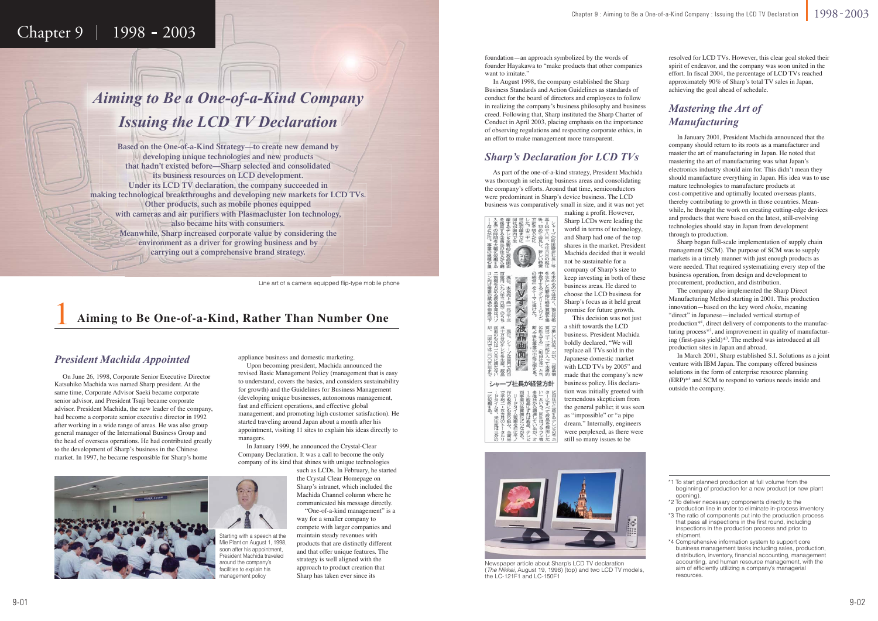# Chapter 9 | 1998 - 2003

## *Aiming to Be a One-of-a-Kind Company Issuing the LCD TV Declaration*

**Based on the One-of-a-Kind Strategy—to create new demand by developing unique technologies and new products that hadn't existed before—Sharp selected and consolidated its business resources on LCD development. Under its LCD TV declaration, the company succeeded in making technological breakthroughs and developing new markets for LCD TVs. Other products, such as mobile phones equipped with cameras and air purifiers with Plasmacluster Ion technology, also became hits with consumers. Meanwhile, Sharp increased corporate value by considering the environment as a driver for growing business and by carrying out a comprehensive brand strategy.**

Line art of a camera equipped flip-type mobile phone

## 1 Aiming to Be One-of-a-Kind, Rather Than Number One

### *President Machida Appointed*

On June 26, 1998, Corporate Senior Executive Director Katsuhiko Machida was named Sharp president. At the same time, Corporate Advisor Saeki became corporate senior advisor, and President Tsuji became corporate advisor. President Machida, the new leader of the company, had become a corporate senior executive director in 1992 after working in a wide range of areas. He was also group general manager of the International Business Group and the head of overseas operations. He had contributed greatly to the development of Sharp's business in the Chinese market. In 1997, he became responsible for Sharp's home appliance business and domestic marketing.

Upon becoming president, Machida announced the revised Basic Management Policy (management that is easy to understand, covers the basics, and considers sustainability for growth) and the Guidelines for Business Management (developing unique businesses, autonomous management, fast and efficient operations, and effective global management; and promoting high customer satisfaction). He started traveling around Japan about a month after his appointment, visiting 11 sites to explain his ideas directly to managers.

In January 1999, he announced the Crystal-Clear Company Declaration. It was a call to become the only company of its kind that shines with unique technologies such as LCDs. In February, he started the Crystal Clear Homepage on Sharp's intranet, which included the Machida Channel column where he communicated his message directly.

"One-of-a-kind management" is a way for a smaller company to compete with larger companies and maintain steady revenues with products that are distinctly different and that offer unique features. The strategy is well aligned with the approach to product creation that Sharp has taken ever since its foundation—an approach symbolized by the words of founder Hayakawa to "make products that other companies want to imitate."

Starting with a speech at the Mie Plant on August 1, 1998, soon after his appointment, President Machida traveled around the company's facilities to explain his management policy

In August 1998, the company established the Sharp Business Standards and Action Guidelines as standards of conduct for the board of directors and employees to follow in realizing the company's business philosophy and business creed. Following that, Sharp instituted the Sharp Charter of Conduct in April 2003, placing emphasis on the importance of observing regulations and respecting corporate ethics, in an effort to make management more transparent.

### *Sharp's Declaration for LCD TVs*

As part of the one-of-a-kind strategy, President Machida was thorough in selecting business areas and consolidating the company's efforts. Around that time, semiconductors were predominant in Sharp's device business. The LCD business was comparatively small in size, and it was not yet making a profit. However, Sharp LCDs were leading the world in terms of technology, and Sharp had one of the top shares in the market. President Machida decided that it would not be sustainable for a company of Sharp's size to keep investing in both of these business areas. He dared to choose the LCD business for Sharp's focus as it held great promise for future growth.

This decision was not just a shift towards the LCD business. President Machida boldly declared, "We will replace all TVs sold in the Japanese domestic market with LCD TVs by 2005" and made that the company's new business policy. His declaration was initially greeted with tremendous skepticism from the general public; it was seen as "impossible" or "a pipe dream." Internally, engineers were perplexed, as there were still so many issues to be resolved for LCD TVs. However, this clear goal stoked their spirit of endeavor, and the company was soon united in the effort. In fiscal 2004, the percentage of LCD TVs reached approximately 90% of Sharp's total TV sales in Japan, achieving the goal ahead of schedule.

Newspaper article about Sharp's LCD TV declaration (*The Nikkei*, August 19, 1998) (top) and two LCD TV models, the LC-121F1 and LC-150F1

### *Mastering the Art of Manufacturing*

In January 2001, President Machida announced that the company should return to its roots as a manufacturer and master the art of manufacturing in Japan. He noted that mastering the art of manufacturing was what Japan's electronics industry should aim for. This didn't mean they should manufacture everything in Japan. His idea was to use mature technologies to manufacture products at cost-competitive and optimally located overseas plants, thereby contributing to growth in those countries. Meanwhile, he thought the work on creating cutting-edge devices and products that were based on the latest, still-evolving technologies should stay in Japan from development through to production.

Sharp began full-scale implementation of supply chain management (SCM). The purpose of SCM was to supply markets in a timely manner with just enough products as were needed. That required systematizing every step of the business operation, from design and development to procurement, production, and distribution.

The company also implemented the Sharp Direct Manufacturing Method starting in 2001. This production innovation—based on the key word *choku*, meaning "direct" in Japanese—included vertical startup of production*[1], direct delivery of components to the manufacturing process*[2], and improvement in quality of manufacturing (first-pass yield)*[3]. The method was introduced at all production sites in Japan and abroad.

In March 2001, Sharp established S.I. Solutions as a joint venture with IBM Japan. The company offered business solutions in the form of enterprise resource planning (ERP)*[4] and SCM to respond to various needs inside and outside the company.

---

*1 To start planned production at full volume from the beginning of production for a new product (or new plant opening).

*2 To deliver necessary components directly to the production line in order to eliminate in-process inventory.

*3 The ratio of components put into the production process that pass all inspections in the first round, including inspections in the production process and prior to shipment.

*4 Comprehensive information system to support core business management tasks including sales, production, distribution, inventory, financial accounting, management accounting, and human resource management, with the aim of efficiently utilizing a company's managerial resources.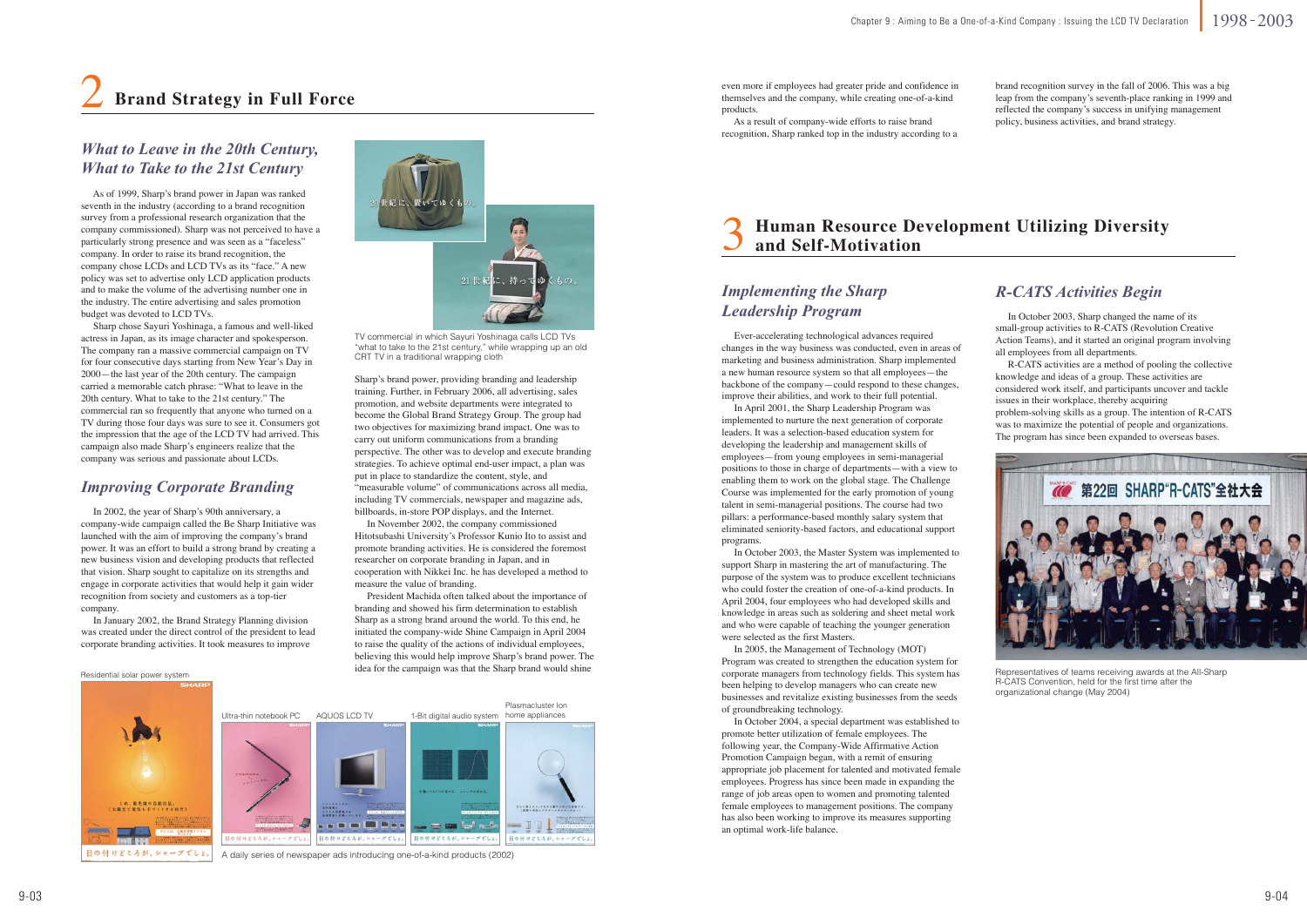# 2 Brand Strategy in Full Force

## *What to Leave in the 20th Century, What to Take to the 21st Century*

As of 1999, Sharp's brand power in Japan was ranked seventh in the industry (according to a brand recognition survey from a professional research organization that the company commissioned). Sharp was not perceived to have a particularly strong presence and was seen as a "faceless" company. In order to raise its brand recognition, the company chose LCDs and LCD TVs as its "face." A new policy was set to advertise only LCD application products and to make the volume of the advertising number one in the industry. The entire advertising and sales promotion budget was devoted to LCD TVs.

Sharp chose Sayuri Yoshinaga, a famous and well-liked actress in Japan, as its image character and spokesperson. The company ran a massive commercial campaign on TV for four consecutive days starting from New Year's Day in 2000—the last year of the 20th century. The campaign carried a memorable catch phrase: "What to leave in the 20th century. What to take to the 21st century." The commercial ran so frequently that anyone who turned on a TV during those four days was sure to see it. Consumers got the impression that the age of the LCD TV had arrived. This campaign also made Sharp's engineers realize that the company was serious and passionate about LCDs.

20世紀に、置いてゆくもの。

21世紀に、持ってゆくもの。

TV commercial in which Sayuri Yoshinaga calls LCD TVs "what to take to the 21st century," while wrapping up an old CRT TV in a traditional wrapping cloth

## *Improving Corporate Branding*

In 2002, the year of Sharp's 90th anniversary, a company-wide campaign called the Be Sharp Initiative was launched with the aim of improving the company's brand power. It was an effort to build a strong brand by creating a new business vision and developing products that reflected that vision. Sharp sought to capitalize on its strengths and engage in corporate activities that would help it gain wider recognition from society and customers as a top-tier company.

In January 2002, the Brand Strategy Planning division was created under the direct control of the president to lead corporate branding activities. It took measures to improve Sharp's brand power, providing branding and leadership training. Further, in February 2006, all advertising, sales promotion, and website departments were integrated to become the Global Brand Strategy Group. The group had two objectives for maximizing brand impact. One was to carry out uniform communications from a branding perspective. The other was to develop and execute branding strategies. To achieve optimal end-user impact, a plan was put in place to standardize the content, style, and "measurable volume" of communications across all media, including TV commercials, newspaper and magazine ads, billboards, in-store POP displays, and the Internet.

In November 2002, the company commissioned Hitotsubashi University's Professor Kunio Ito to assist and promote branding activities. He is considered the foremost researcher on corporate branding in Japan, and in cooperation with Nikkei Inc. he has developed a method to measure the value of branding.

President Machida often talked about the importance of branding and showed his firm determination to establish Sharp as a strong brand around the world. To this end, he initiated the company-wide Shine Campaign in April 2004 to raise the quality of the actions of individual employees, believing this would help improve Sharp's brand power. The idea for the campaign was that the Sharp brand would shine even more if employees had greater pride and confidence in themselves and the company, while creating one-of-a-kind products.

As a result of company-wide efforts to raise brand recognition, Sharp ranked top in the industry according to a brand recognition survey in the fall of 2006. This was a big leap from the company's seventh-place ranking in 1999 and reflected the company's success in unifying management policy, business activities, and brand strategy.

Residential solar power system

Ultra-thin notebook PC

AQUOS LCD TV

1-Bit digital audio system

Plasmacluster Ion home appliances

A daily series of newspaper ads introducing one-of-a-kind products (2002)

# 3 Human Resource Development Utilizing Diversity and Self-Motivation

## *Implementing the Sharp Leadership Program*

Ever-accelerating technological advances required changes in the way business was conducted, even in areas of marketing and business administration. Sharp implemented a new human resource system so that all employees—the backbone of the company—could respond to these changes, improve their abilities, and work to their full potential.

In April 2001, the Sharp Leadership Program was implemented to nurture the next generation of corporate leaders. It was a selection-based education system for developing the leadership and management skills of employees—from young employees in semi-managerial positions to those in charge of departments—with a view to enabling them to work on the global stage. The Challenge Course was implemented for the early promotion of young talent in semi-managerial positions. The course had two pillars: a performance-based monthly salary system that eliminated seniority-based factors, and educational support programs.

In October 2003, the Master System was implemented to support Sharp in mastering the art of manufacturing. The purpose of the system was to produce excellent technicians who could foster the creation of one-of-a-kind products. In April 2004, four employees who had developed skills and knowledge in areas such as soldering and sheet metal work and who were capable of teaching the younger generation were selected as the first Masters.

In 2005, the Management of Technology (MOT) Program was created to strengthen the education system for corporate managers from technology fields. This system has been helping to develop managers who can create new businesses and revitalize existing businesses from the seeds of groundbreaking technology.

In October 2004, a special department was established to promote better utilization of female employees. The following year, the Company-Wide Affirmative Action Promotion Campaign began, with a remit of ensuring appropriate job placement for talented and motivated female employees. Progress has since been made in expanding the range of job areas open to women and promoting talented female employees to management positions. The company has also been working to improve its measures supporting an optimal work-life balance.

## *R-CATS Activities Begin*

In October 2003, Sharp changed the name of its small-group activities to R-CATS (Revolution Creative Action Teams), and it started an original program involving all employees from all departments.

R-CATS activities are a method of pooling the collective knowledge and ideas of a group. These activities are considered work itself, and participants uncover and tackle issues in their workplace, thereby acquiring problem-solving skills as a group. The intention of R-CATS was to maximize the potential of people and organizations. The program has since been expanded to overseas bases.

Representatives of teams receiving awards at the All-Sharp R-CATS Convention, held for the first time after the organizational change (May 2004)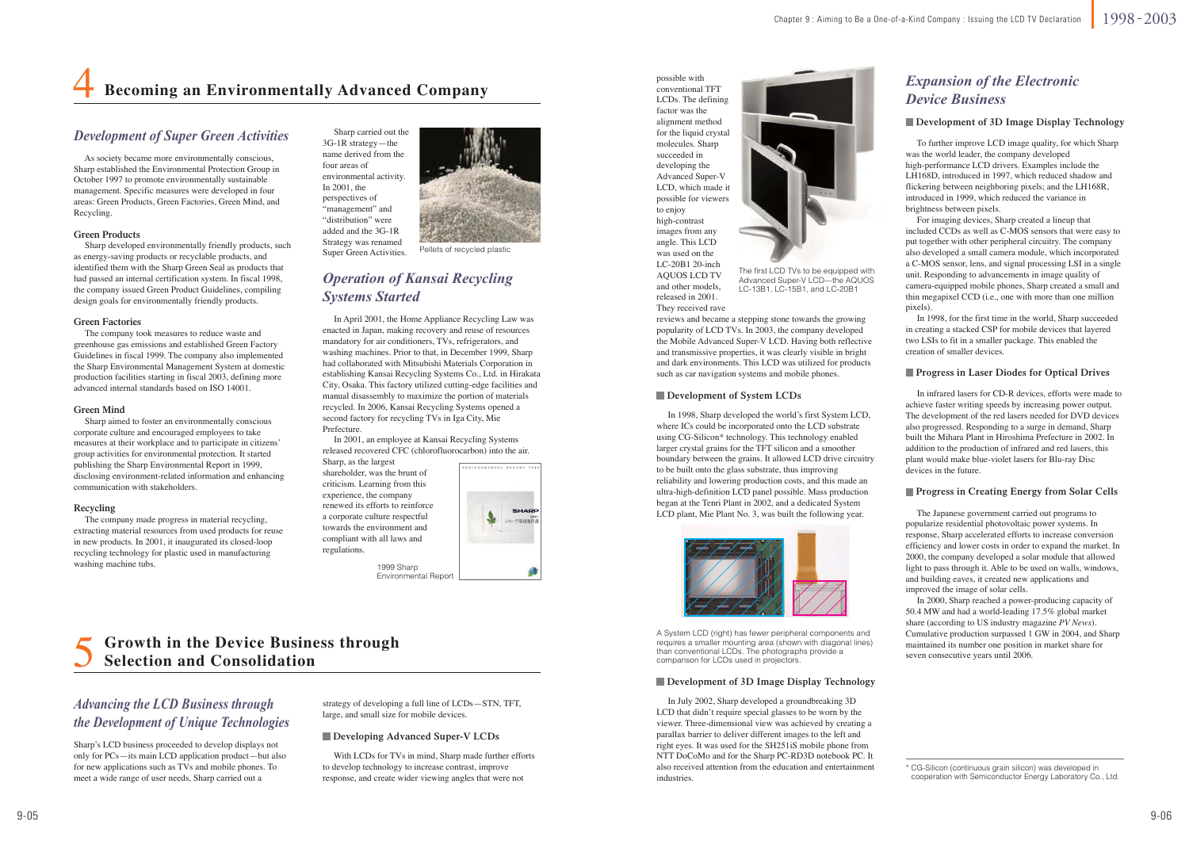# 4 Becoming an Environmentally Advanced Company

## *Development of Super Green Activities*

As society became more environmentally conscious, Sharp established the Environmental Protection Group in October 1997 to promote environmentally sustainable management. Specific measures were developed in four areas: Green Products, Green Factories, Green Mind, and Recycling.

**Green Products**

Sharp developed environmentally friendly products, such as energy-saving products or recyclable products, and identified them with the Sharp Green Seal as products that had passed an internal certification system. In fiscal 1998, the company issued Green Product Guidelines, compiling design goals for environmentally friendly products.

**Green Factories**

The company took measures to reduce waste and greenhouse gas emissions and established Green Factory Guidelines in fiscal 1999. The company also implemented the Sharp Environmental Management System at domestic production facilities starting in fiscal 2003, defining more advanced internal standards based on ISO 14001.

**Green Mind**

Sharp aimed to foster an environmentally conscious corporate culture and encouraged employees to take measures at their workplace and to participate in citizens' group activities for environmental protection. It started publishing the Sharp Environmental Report in 1999, disclosing environment-related information and enhancing communication with stakeholders.

**Recycling**

The company made progress in material recycling, extracting material resources from used products for reuse in new products. In 2001, it inaugurated its closed-loop recycling technology for plastic used in manufacturing washing machine tubs.

Sharp carried out the 3G-1R strategy—the name derived from the four areas of environmental activity. In 2001, the perspectives of "management" and "distribution" were added and the 3G-1R Strategy was renamed Super Green Activities.

Pellets of recycled plastic

## *Operation of Kansai Recycling Systems Started*

In April 2001, the Home Appliance Recycling Law was enacted in Japan, making recovery and reuse of resources mandatory for air conditioners, TVs, refrigerators, and washing machines. Prior to that, in December 1999, Sharp had collaborated with Mitsubishi Materials Corporation in establishing Kansai Recycling Systems Co., Ltd. in Hirakata City, Osaka. This factory utilized cutting-edge facilities and manual disassembly to maximize the portion of materials recycled. In 2006, Kansai Recycling Systems opened a second factory for recycling TVs in Iga City, Mie Prefecture.

In 2001, an employee at Kansai Recycling Systems released recovered CFC (chlorofluorocarbon) into the air. Sharp, as the largest shareholder, was the brunt of criticism. Learning from this experience, the company renewed its efforts to reinforce a corporate culture respectful towards the environment and compliant with all laws and regulations.

1999 Sharp Environmental Report

# 5 Growth in the Device Business through Selection and Consolidation

## *Advancing the LCD Business through the Development of Unique Technologies*

Sharp's LCD business proceeded to develop displays not only for PCs—its main LCD application product—but also for new applications such as TVs and mobile phones. To meet a wide range of user needs, Sharp carried out a strategy of developing a full line of LCDs—STN, TFT, large, and small size for mobile devices.

### Developing Advanced Super-V LCDs

With LCDs for TVs in mind, Sharp made further efforts to develop technology to increase contrast, improve response, and create wider viewing angles that were not possible with conventional TFT LCDs. The defining factor was the alignment method for the liquid crystal molecules. Sharp succeeded in developing the Advanced Super-V LCD, which made it possible for viewers to enjoy high-contrast images from any angle. This LCD was used on the LC-20B1 20-inch AQUOS LCD TV and other models, released in 2001. They received rave reviews and became a stepping stone towards the growing popularity of LCD TVs. In 2003, the company developed the Mobile Advanced Super-V LCD. Having both reflective and transmissive properties, it was clearly visible in bright and dark environments. This LCD was utilized for products such as car navigation systems and mobile phones.

The first LCD TVs to be equipped with Advanced Super-V LCD—the AQUOS LC-13B1, LC-15B1, and LC-20B1

### Development of System LCDs

In 1998, Sharp developed the world's first System LCD, where ICs could be incorporated onto the LCD substrate using CG-Silicon* technology. This technology enabled larger crystal grains for the TFT silicon and a smoother boundary between the grains. It allowed LCD drive circuitry to be built onto the glass substrate, thus improving reliability and lowering production costs, and this made an ultra-high-definition LCD panel possible. Mass production began at the Tenri Plant in 2002, and a dedicated System LCD plant, Mie Plant No. 3, was built the following year.

A System LCD (right) has fewer peripheral components and requires a smaller mounting area (shown with diagonal lines) than conventional LCDs. The photographs provide a comparison for LCDs used in projectors.

### Development of 3D Image Display Technology

In July 2002, Sharp developed a groundbreaking 3D LCD that didn't require special glasses to be worn by the viewer. Three-dimensional view was achieved by creating a parallax barrier to deliver different images to the left and right eyes. It was used for the SH251iS mobile phone from NTT DoCoMo and for the Sharp PC-RD3D notebook PC. It also received attention from the education and entertainment industries.

## *Expansion of the Electronic Device Business*

### Development of 3D Image Display Technology

To further improve LCD image quality, for which Sharp was the world leader, the company developed high-performance LCD drivers. Examples include the LH168D, introduced in 1997, which reduced shadow and flickering between neighboring pixels; and the LH168R, introduced in 1999, which reduced the variance in brightness between pixels.

For imaging devices, Sharp created a lineup that included CCDs as well as C-MOS sensors that were easy to put together with other peripheral circuitry. The company also developed a small camera module, which incorporated a C-MOS sensor, lens, and signal processing LSI in a single unit. Responding to advancements in image quality of camera-equipped mobile phones, Sharp created a small and thin megapixel CCD (i.e., one with more than one million pixels).

In 1998, for the first time in the world, Sharp succeeded in creating a stacked CSP for mobile devices that layered two LSIs to fit in a smaller package. This enabled the creation of smaller devices.

### Progress in Laser Diodes for Optical Drives

In infrared lasers for CD-R devices, efforts were made to achieve faster writing speeds by increasing power output. The development of the red lasers needed for DVD devices also progressed. Responding to a surge in demand, Sharp built the Mihara Plant in Hiroshima Prefecture in 2002. In addition to the production of infrared and red lasers, this plant would make blue-violet lasers for Blu-ray Disc devices in the future.

### Progress in Creating Energy from Solar Cells

The Japanese government carried out programs to popularize residential photovoltaic power systems. In response, Sharp accelerated efforts to increase conversion efficiency and lower costs in order to expand the market. In 2000, the company developed a solar module that allowed light to pass through it. Able to be used on walls, windows, and building eaves, it created new applications and improved the image of solar cells.

In 2000, Sharp reached a power-producing capacity of 50.4 MW and had a world-leading 17.5% global market share (according to US industry magazine *PV News*). Cumulative production surpassed 1 GW in 2004, and Sharp maintained its number one position in market share for seven consecutive years until 2006.

\* CG-Silicon (continuous grain silicon) was developed in cooperation with Semiconductor Energy Laboratory Co., Ltd.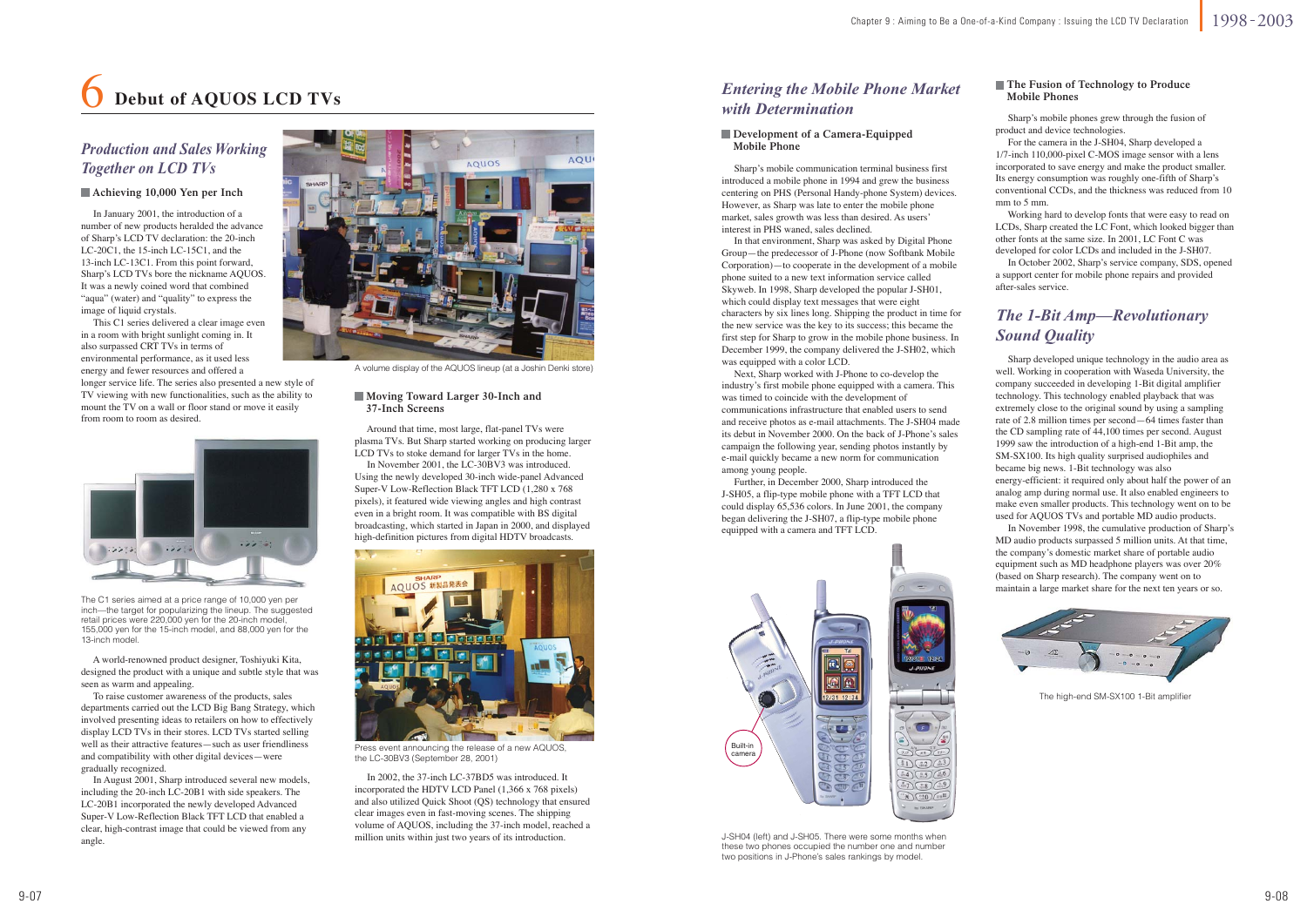# 6 Debut of AQUOS LCD TVs

## *Production and Sales Working Together on LCD TVs*

### Achieving 10,000 Yen per Inch

In January 2001, the introduction of a number of new products heralded the advance of Sharp's LCD TV declaration: the 20-inch LC-20C1, the 15-inch LC-15C1, and the 13-inch LC-13C1. From this point forward, Sharp's LCD TVs bore the nickname AQUOS. It was a newly coined word that combined "aqua" (water) and "quality" to express the image of liquid crystals.

This C1 series delivered a clear image even in a room with bright sunlight coming in. It also surpassed CRT TVs in terms of environmental performance, as it used less energy and fewer resources and offered a longer service life. The series also presented a new style of TV viewing with new functionalities, such as the ability to mount the TV on a wall or floor stand or move it easily from room to room as desired.

A volume display of the AQUOS lineup (at a Joshin Denki store)

The C1 series aimed at a price range of 10,000 yen per inch—the target for popularizing the lineup. The suggested retail prices were 220,000 yen for the 20-inch model, 155,000 yen for the 15-inch model, and 88,000 yen for the 13-inch model.

A world-renowned product designer, Toshiyuki Kita, designed the product with a unique and subtle style that was seen as warm and appealing.

To raise customer awareness of the products, sales departments carried out the LCD Big Bang Strategy, which involved presenting ideas to retailers on how to effectively display LCD TVs in their stores. LCD TVs started selling well as their attractive features—such as user friendliness and compatibility with other digital devices—were gradually recognized.

In August 2001, Sharp introduced several new models, including the 20-inch LC-20B1 with side speakers. The LC-20B1 incorporated the newly developed Advanced Super-V Low-Reflection Black TFT LCD that enabled a clear, high-contrast image that could be viewed from any angle.

### Moving Toward Larger 30-Inch and 37-Inch Screens

Around that time, most large, flat-panel TVs were plasma TVs. But Sharp started working on producing larger LCD TVs to stoke demand for larger TVs in the home.

In November 2001, the LC-30BV3 was introduced. Using the newly developed 30-inch wide-panel Advanced Super-V Low-Reflection Black TFT LCD (1,280 x 768 pixels), it featured wide viewing angles and high contrast even in a bright room. It was compatible with BS digital broadcasting, which started in Japan in 2000, and displayed high-definition pictures from digital HDTV broadcasts.

Press event announcing the release of a new AQUOS, the LC-30BV3 (September 28, 2001)

In 2002, the 37-inch LC-37BD5 was introduced. It incorporated the HDTV LCD Panel (1,366 x 768 pixels) and also utilized Quick Shoot (QS) technology that ensured clear images even in fast-moving scenes. The shipping volume of AQUOS, including the 37-inch model, reached a million units within just two years of its introduction.

## *Entering the Mobile Phone Market with Determination*

### Development of a Camera-Equipped Mobile Phone

Sharp's mobile communication terminal business first introduced a mobile phone in 1994 and grew the business centering on PHS (Personal Handy-phone System) devices. However, as Sharp was late to enter the mobile phone market, sales growth was less than desired. As users' interest in PHS waned, sales declined.

In that environment, Sharp was asked by Digital Phone Group—the predecessor of J-Phone (now Softbank Mobile Corporation)—to cooperate in the development of a mobile phone suited to a new text information service called Skyweb. In 1998, Sharp developed the popular J-SH01, which could display text messages that were eight characters by six lines long. Shipping the product in time for the new service was the key to its success; this became the first step for Sharp to grow in the mobile phone business. In December 1999, the company delivered the J-SH02, which was equipped with a color LCD.

Next, Sharp worked with J-Phone to co-develop the industry's first mobile phone equipped with a camera. This was timed to coincide with the development of communications infrastructure that enabled users to send and receive photos as e-mail attachments. The J-SH04 made its debut in November 2000. On the back of J-Phone's sales campaign the following year, sending photos instantly by e-mail quickly became a new norm for communication among young people.

Further, in December 2000, Sharp introduced the J-SH05, a flip-type mobile phone with a TFT LCD that could display 65,536 colors. In June 2001, the company began delivering the J-SH07, a flip-type mobile phone equipped with a camera and TFT LCD.

Built-in camera

J-SH04 (left) and J-SH05. There were some months when these two phones occupied the number one and number two positions in J-Phone's sales rankings by model.

### The Fusion of Technology to Produce Mobile Phones

Sharp's mobile phones grew through the fusion of product and device technologies.

For the camera in the J-SH04, Sharp developed a 1/7-inch 110,000-pixel C-MOS image sensor with a lens incorporated to save energy and make the product smaller. Its energy consumption was roughly one-fifth of Sharp's conventional CCDs, and the thickness was reduced from 10 mm to 5 mm.

Working hard to develop fonts that were easy to read on LCDs, Sharp created the LC Font, which looked bigger than other fonts at the same size. In 2001, LC Font C was developed for color LCDs and included in the J-SH07.

In October 2002, Sharp's service company, SDS, opened a support center for mobile phone repairs and provided after-sales service.

## *The 1-Bit Amp—Revolutionary Sound Quality*

Sharp developed unique technology in the audio area as well. Working in cooperation with Waseda University, the company succeeded in developing 1-Bit digital amplifier technology. This technology enabled playback that was extremely close to the original sound by using a sampling rate of 2.8 million times per second—64 times faster than the CD sampling rate of 44,100 times per second. August 1999 saw the introduction of a high-end 1-Bit amp, the SM-SX100. Its high quality surprised audiophiles and became big news. 1-Bit technology was also energy-efficient: it required only about half the power of an analog amp during normal use. It also enabled engineers to make even smaller products. This technology went on to be used for AQUOS TVs and portable MD audio products.

In November 1998, the cumulative production of Sharp's MD audio products surpassed 5 million units. At that time, the company's domestic market share of portable audio equipment such as MD headphone players was over 20% (based on Sharp research). The company went on to maintain a large market share for the next ten years or so.

The high-end SM-SX100 1-Bit amplifier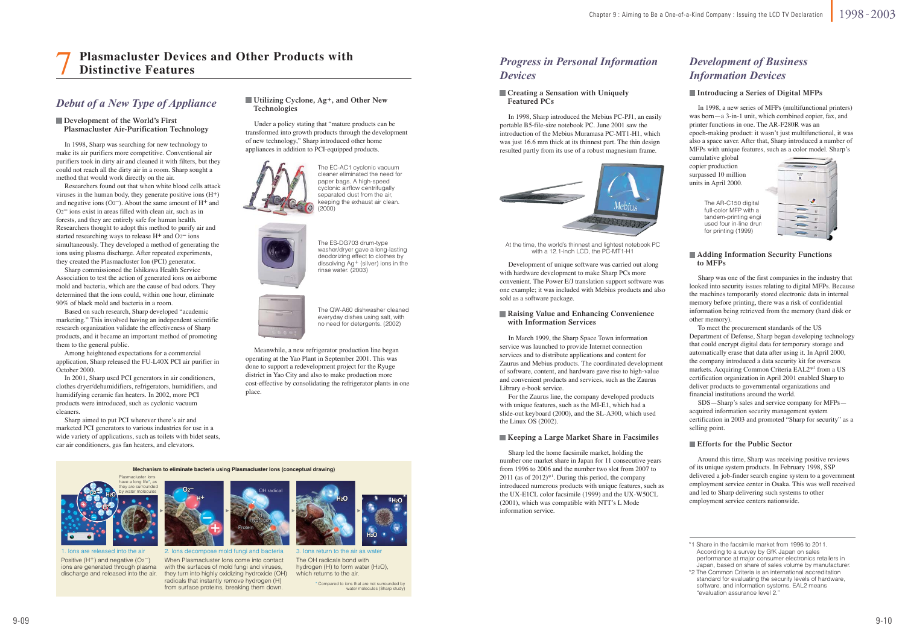# 7 Plasmacluster Devices and Other Products with Distinctive Features

## *Debut of a New Type of Appliance*

### Development of the World's First Plasmacluster Air-Purification Technology

In 1998, Sharp was searching for new technology to make its air purifiers more competitive. Conventional air purifiers took in dirty air and cleaned it with filters, but they could not reach all the dirty air in a room. Sharp sought a method that would work directly on the air.

Researchers found out that when white blood cells attack viruses in the human body, they generate positive ions ($H^+$) and negative ions ($O_2^-$). About the same amount of $H^+$ and $O_2^-$ ions exist in areas filled with clean air, such as in forests, and they are entirely safe for human health. Researchers thought to adopt this method to purify air and started researching ways to release $H^+$ and $O_2^-$ ions simultaneously. They developed a method of generating the ions using plasma discharge. After repeated experiments, they created the Plasmacluster Ion (PCI) generator.

Sharp commissioned the Ishikawa Health Service Association to test the action of generated ions on airborne mold and bacteria, which are the cause of bad odors. They determined that the ions could, within one hour, eliminate 90% of black mold and bacteria in a room.

Based on such research, Sharp developed "academic marketing." This involved having an independent scientific research organization validate the effectiveness of Sharp products, and it became an important method of promoting them to the general public.

Among heightened expectations for a commercial application, Sharp released the FU-L40X PCI air purifier in October 2000.

In 2001, Sharp used PCI generators in air conditioners, clothes dryer/dehumidifiers, refrigerators, humidifiers, and humidifying ceramic fan heaters. In 2002, more PCI products were introduced, such as cyclonic vacuum cleaners.

Sharp aimed to put PCI wherever there's air and marketed PCI generators to various industries for use in a wide variety of applications, such as toilets with bidet seats, car air conditioners, gas fan heaters, and elevators.

### Utilizing Cyclone, Ag+, and Other New Technologies

Under a policy stating that "mature products can be transformed into growth products through the development of new technology," Sharp introduced other home appliances in addition to PCI-equipped products.

The EC-AC1 cyclonic vacuum cleaner eliminated the need for paper bags. A high-speed cyclonic airflow centrifugally separated dust from the air, keeping the exhaust air clean. (2000)

The ES-DG703 drum-type washer/dryer gave a long-lasting deodorizing effect to clothes by dissolving $Ag^+$ (silver) ions in the rinse water. (2003)

The QW-A60 dishwasher cleaned everyday dishes using salt, with no need for detergents. (2002)

Meanwhile, a new refrigerator production line began operating at the Yao Plant in September 2001. This was done to support a redevelopment project for the Ryuge district in Yao City and also to make production more cost-effective by consolidating the refrigerator plants in one place.

**Mechanism to eliminate bacteria using Plasmacluster Ions (conceptual drawing)**

Plasmacluster Ions have a long life*, as they are surrounded by water molecules

1. Ions are released into the air
Positive ($H^+$) and negative ($O_2^-$) ions are generated through plasma discharge and released into the air.

2. Ions decompose mold fungi and bacteria
When Plasmacluster Ions come into contact with the surfaces of mold fungi and viruses, they turn into highly oxidizing hydroxide (OH) radicals that instantly remove hydrogen (H) from surface proteins, breaking them down.

3. Ions return to the air as water
The OH radicals bond with hydrogen (H) to form water ($H_2O$), which returns to the air.

\* Compared to ions that are not surrounded by water molecules (Sharp study)

## *Progress in Personal Information Devices*

### Creating a Sensation with Uniquely Featured PCs

In 1998, Sharp introduced the Mebius PC-PJ1, an easily portable B5-file-size notebook PC. June 2001 saw the introduction of the Mebius Muramasa PC-MT1-H1, which was just 16.6 mm thick at its thinnest part. The thin design resulted partly from its use of a robust magnesium frame.

At the time, the world's thinnest and lightest notebook PC with a 12.1-inch LCD, the PC-MT1-H1

Development of unique software was carried out along with hardware development to make Sharp PCs more convenient. The Power E/J translation support software was one example; it was included with Mebius products and also sold as a software package.

### Raising Value and Enhancing Convenience with Information Services

In March 1999, the Sharp Space Town information service was launched to provide Internet connection services and to distribute applications and content for Zaurus and Mebius products. The coordinated development of software, content, and hardware gave rise to high-value and convenient products and services, such as the Zaurus Library e-book service.

For the Zaurus line, the company developed products with unique features, such as the MI-E1, which had a slide-out keyboard (2000), and the SL-A300, which used the Linux OS (2002).

### Keeping a Large Market Share in Facsimiles

Sharp led the home facsimile market, holding the number one market share in Japan for 11 consecutive years from 1996 to 2006 and the number two slot from 2007 to 2011 (as of 2012)*[1]. During this period, the company introduced numerous products with unique features, such as the UX-E1CL color facsimile (1999) and the UX-W50CL (2001), which was compatible with NTT's L Mode information service.

## *Development of Business Information Devices*

### Introducing a Series of Digital MFPs

In 1998, a new series of MFPs (multifunctional printers) was born—a 3-in-1 unit, which combined copier, fax, and printer functions in one. The AR-F280R was an epoch-making product: it wasn't just multifunctional, it was also a space saver. After that, Sharp introduced a number of MFPs with unique features, such as a color model. Sharp's cumulative global copier production surpassed 10 million units in April 2000.

The AR-C150 digital full-color MFP with a tandem-printing engine used four in-line drums for printing (1999)

### Adding Information Security Functions to MFPs

Sharp was one of the first companies in the industry that looked into security issues relating to digital MFPs. Because the machines temporarily stored electronic data in internal memory before printing, there was a risk of confidential information being retrieved from the memory (hard disk or other memory).

To meet the procurement standards of the US Department of Defense, Sharp began developing technology that could encrypt digital data for temporary storage and automatically erase that data after using it. In April 2000, the company introduced a data security kit for overseas markets. Acquiring Common Criteria EAL2*[2] from a US certification organization in April 2001 enabled Sharp to deliver products to governmental organizations and financial institutions around the world.

SDS—Sharp's sales and service company for MFPs—acquired information security management system certification in 2003 and promoted "Sharp for security" as a selling point.

### Efforts for the Public Sector

Around this time, Sharp was receiving positive reviews of its unique system products. In February 1998, SSP delivered a job-finder search engine system to a government employment service center in Osaka. This was well received and led to Sharp delivering such systems to other employment service centers nationwide.

---

*1 Share in the facsimile market from 1996 to 2011. According to a survey by GfK Japan on sales performance at major consumer electronics retailers in Japan, based on share of sales volume by manufacturer.

*2 The Common Criteria is an international accreditation standard for evaluating the security levels of hardware, software, and information systems. EAL2 means "evaluation assurance level 2."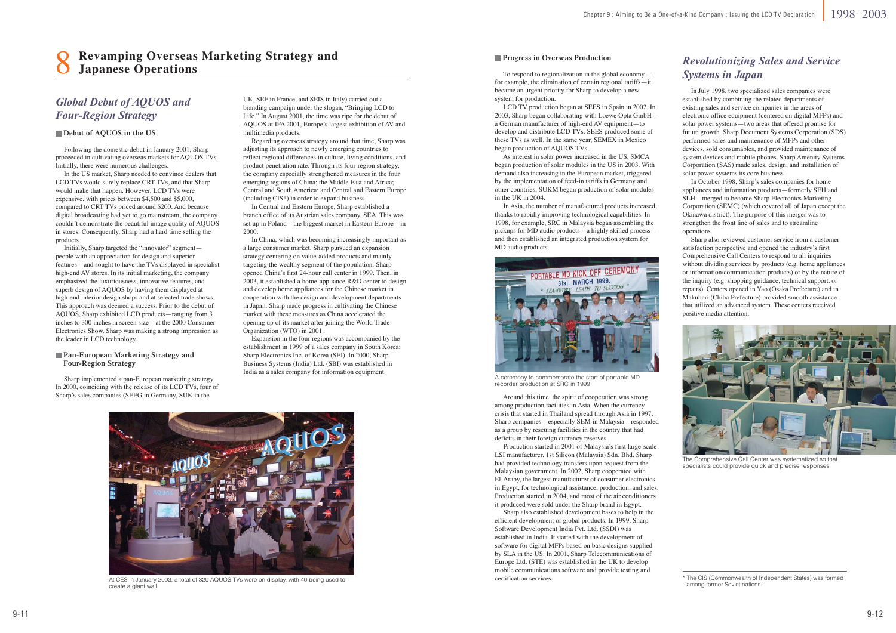# 8 Revamping Overseas Marketing Strategy and Japanese Operations

## *Global Debut of AQUOS and Four-Region Strategy*

### Debut of AQUOS in the US

Following the domestic debut in January 2001, Sharp proceeded in cultivating overseas markets for AQUOS TVs. Initially, there were numerous challenges.

In the US market, Sharp needed to convince dealers that LCD TVs would surely replace CRT TVs, and that Sharp would make that happen. However, LCD TVs were expensive, with prices between $4,500 and $5,000, compared to CRT TVs priced around $200. And because digital broadcasting had yet to go mainstream, the company couldn't demonstrate the beautiful image quality of AQUOS in stores. Consequently, Sharp had a hard time selling the products.

Initially, Sharp targeted the "innovator" segment—people with an appreciation for design and superior features—and sought to have the TVs displayed in specialist high-end AV stores. In its initial marketing, the company emphasized the luxuriousness, innovative features, and superb design of AQUOS by having them displayed at high-end interior design shops and at selected trade shows. This approach was deemed a success. Prior to the debut of AQUOS, Sharp exhibited LCD products—ranging from 3 inches to 300 inches in screen size—at the 2000 Consumer Electronics Show. Sharp was making a strong impression as the leader in LCD technology.

### Pan-European Marketing Strategy and Four-Region Strategy

Sharp implemented a pan-European marketing strategy. In 2000, coinciding with the release of its LCD TVs, four of Sharp's sales companies (SEEG in Germany, SUK in the UK, SEF in France, and SEIS in Italy) carried out a branding campaign under the slogan, "Bringing LCD to Life." In August 2001, the time was ripe for the debut of AQUOS at IFA 2001, Europe's largest exhibition of AV and multimedia products.

Regarding overseas strategy around that time, Sharp was adjusting its approach to newly emerging countries to reflect regional differences in culture, living conditions, and product penetration rate. Through its four-region strategy, the company especially strengthened measures in the four emerging regions of China; the Middle East and Africa; Central and South America; and Central and Eastern Europe (including CIS*) in order to expand business.

In Central and Eastern Europe, Sharp established a branch office of its Austrian sales company, SEA. This was set up in Poland—the biggest market in Eastern Europe—in 2000.

In China, which was becoming increasingly important as a large consumer market, Sharp pursued an expansion strategy centering on value-added products and mainly targeting the wealthy segment of the population. Sharp opened China's first 24-hour call center in 1999. Then, in 2003, it established a home-appliance R&D center to design and develop home appliances for the Chinese market in cooperation with the design and development departments in Japan. Sharp made progress in cultivating the Chinese market with these measures as China accelerated the opening up of its market after joining the World Trade Organization (WTO) in 2001.

Expansion in the four regions was accompanied by the establishment in 1999 of a sales company in South Korea: Sharp Electronics Inc. of Korea (SEI). In 2000, Sharp Business Systems (India) Ltd. (SBI) was established in India as a sales company for information equipment.

At CES in January 2003, a total of 320 AQUOS TVs were on display, with 40 being used to create a giant wall

### Progress in Overseas Production

To respond to regionalization in the global economy—for example, the elimination of certain regional tariffs—it became an urgent priority for Sharp to develop a new system for production.

LCD TV production began at SEES in Spain in 2002. In 2003, Sharp began collaborating with Loewe Opta GmbH—a German manufacturer of high-end AV equipment—to develop and distribute LCD TVs. SEES produced some of these TVs as well. In the same year, SEMEX in Mexico began production of AQUOS TVs.

As interest in solar power increased in the US, SMCA began production of solar modules in the US in 2003. With demand also increasing in the European market, triggered by the implementation of feed-in tariffs in Germany and other countries, SUKM began production of solar modules in the UK in 2004.

In Asia, the number of manufactured products increased, thanks to rapidly improving technological capabilities. In 1998, for example, SRC in Malaysia began assembling the pickups for MD audio products—a highly skilled process—and then established an integrated production system for MD audio products.

A ceremony to commemorate the start of portable MD recorder production at SRC in 1999

Around this time, the spirit of cooperation was strong among production facilities in Asia. When the currency crisis that started in Thailand spread through Asia in 1997, Sharp companies—especially SEM in Malaysia—responded as a group by rescuing facilities in the country that had deficits in their foreign currency reserves.

Production started in 2001 of Malaysia's first large-scale LSI manufacturer, 1st Silicon (Malaysia) Sdn. Bhd. Sharp had provided technology transfers upon request from the Malaysian government. In 2002, Sharp cooperated with El-Araby, the largest manufacturer of consumer electronics in Egypt, for technological assistance, production, and sales. Production started in 2004, and most of the air conditioners it produced were sold under the Sharp brand in Egypt.

Sharp also established development bases to help in the efficient development of global products. In 1999, Sharp Software Development India Pvt. Ltd. (SSDI) was established in India. It started with the development of software for digital MFPs based on basic designs supplied by SLA in the US. In 2001, Sharp Telecommunications of Europe Ltd. (STE) was established in the UK to develop mobile communications software and provide testing and certification services.

## *Revolutionizing Sales and Service Systems in Japan*

In July 1998, two specialized sales companies were established by combining the related departments of existing sales and service companies in the areas of electronic office equipment (centered on digital MFPs) and solar power systems—two areas that offered promise for future growth. Sharp Document Systems Corporation (SDS) performed sales and maintenance of MFPs and other devices, sold consumables, and provided maintenance of system devices and mobile phones. Sharp Amenity Systems Corporation (SAS) made sales, design, and installation of solar power systems its core business.

In October 1998, Sharp's sales companies for home appliances and information products—formerly SEH and SLH—merged to become Sharp Electronics Marketing Corporation (SEMC) (which covered all of Japan except the Okinawa district). The purpose of this merger was to strengthen the front line of sales and to streamline operations.

Sharp also reviewed customer service from a customer satisfaction perspective and opened the industry's first Comprehensive Call Centers to respond to all inquiries without dividing services by products (e.g. home appliances or information/communication products) or by the nature of the inquiry (e.g. shopping guidance, technical support, or repairs). Centers opened in Yao (Osaka Prefecture) and in Makuhari (Chiba Prefecture) provided smooth assistance that utilized an advanced system. These centers received positive media attention.

The Comprehensive Call Center was systematized so that specialists could provide quick and precise responses

\* The CIS (Commonwealth of Independent States) was formed among former Soviet nations.